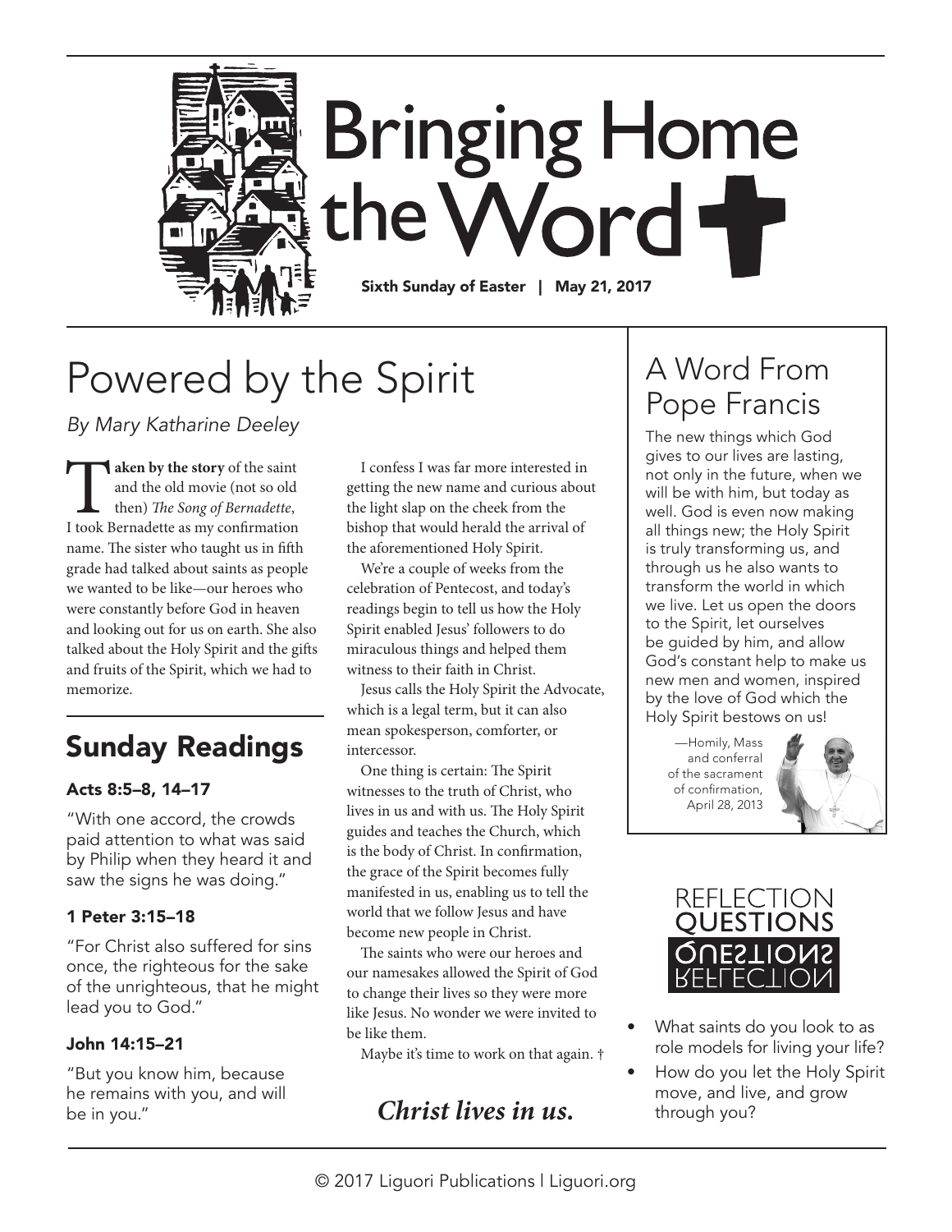# Bringing Home the Word

**Sixth Sunday of Easter | May 21, 2017**

## Powered by the Spirit

*By Mary Katharine Deeley*

**Taken by the story** of the saint and the old movie (not so old then) *The Song of Bernadette*, I took Bernadette as my confirmation name. The sister who taught us in fifth grade had talked about saints as people we wanted to be like—our heroes who were constantly before God in heaven and looking out for us on earth. She also talked about the Holy Spirit and the gifts and fruits of the Spirit, which we had to memorize.

I confess I was far more interested in getting the new name and curious about the light slap on the cheek from the bishop that would herald the arrival of the aforementioned Holy Spirit.

We're a couple of weeks from the celebration of Pentecost, and today's readings begin to tell us how the Holy Spirit enabled Jesus' followers to do miraculous things and helped them witness to their faith in Christ.

Jesus calls the Holy Spirit the Advocate, which is a legal term, but it can also mean spokesperson, comforter, or intercessor.

One thing is certain: The Spirit witnesses to the truth of Christ, who lives in us and with us. The Holy Spirit guides and teaches the Church, which is the body of Christ. In confirmation, the grace of the Spirit becomes fully manifested in us, enabling us to tell the world that we follow Jesus and have become new people in Christ.

The saints who were our heroes and our namesakes allowed the Spirit of God to change their lives so they were more like Jesus. No wonder we were invited to be like them.

Maybe it's time to work on that again. †

***Christ lives in us.***

## Sunday Readings

### Acts 8:5–8, 14–17

"With one accord, the crowds paid attention to what was said by Philip when they heard it and saw the signs he was doing."

### 1 Peter 3:15–18

"For Christ also suffered for sins once, the righteous for the sake of the unrighteous, that he might lead you to God."

### John 14:15–21

"But you know him, because he remains with you, and will be in you."

## A Word From Pope Francis

The new things which God gives to our lives are lasting, not only in the future, when we will be with him, but today as well. God is even now making all things new; the Holy Spirit is truly transforming us, and through us he also wants to transform the world in which we live. Let us open the doors to the Spirit, let ourselves be guided by him, and allow God's constant help to make us new men and women, inspired by the love of God which the Holy Spirit bestows on us!

—Homily, Mass and conferral of the sacrament of confirmation, April 28, 2013

## Reflection Questions

- What saints do you look to as role models for living your life?
- How do you let the Holy Spirit move, and live, and grow through you?

© 2017 Liguori Publications | Liguori.org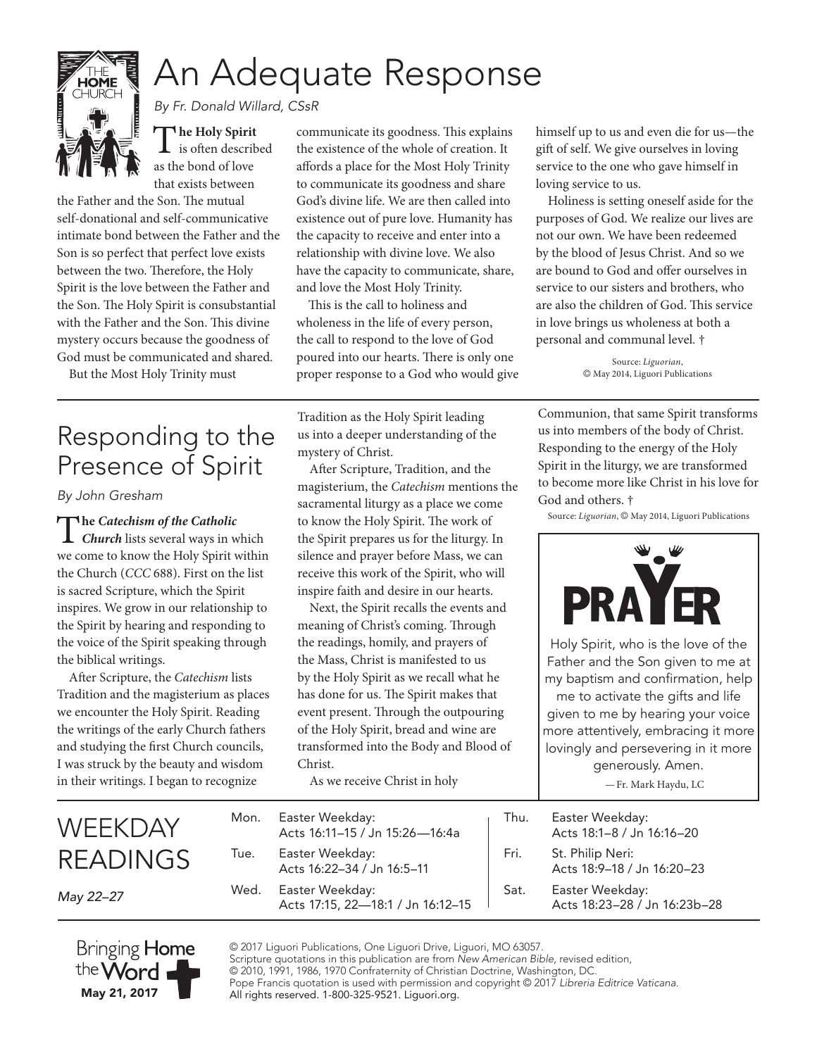# An Adequate Response

*By Fr. Donald Willard, CSsR*

**The Holy Spirit** is often described as the bond of love that exists between the Father and the Son. The mutual self-donational and self-communicative intimate bond between the Father and the Son is so perfect that perfect love exists between the two. Therefore, the Holy Spirit is the love between the Father and the Son. The Holy Spirit is consubstantial with the Father and the Son. This divine mystery occurs because the goodness of God must be communicated and shared.

But the Most Holy Trinity must communicate its goodness. This explains the existence of the whole of creation. It affords a place for the Most Holy Trinity to communicate its goodness and share God's divine life. We are then called into existence out of pure love. Humanity has the capacity to receive and enter into a relationship with divine love. We also have the capacity to communicate, share, and love the Most Holy Trinity.

This is the call to holiness and wholeness in the life of every person, the call to respond to the love of God poured into our hearts. There is only one proper response to a God who would give himself up to us and even die for us—the gift of self. We give ourselves in loving service to the one who gave himself in loving service to us.

Holiness is setting oneself aside for the purposes of God. We realize our lives are not our own. We have been redeemed by the blood of Jesus Christ. And so we are bound to God and offer ourselves in service to our sisters and brothers, who are also the children of God. This service in love brings us wholeness at both a personal and communal level. †

Source: *Liguorian*, © May 2014, Liguori Publications

# Responding to the Presence of Spirit

*By John Gresham*

**The *Catechism of the Catholic Church*** lists several ways in which we come to know the Holy Spirit within the Church (*CCC* 688). First on the list is sacred Scripture, which the Spirit inspires. We grow in our relationship to the Spirit by hearing and responding to the voice of the Spirit speaking through the biblical writings.

After Scripture, the *Catechism* lists Tradition and the magisterium as places we encounter the Holy Spirit. Reading the writings of the early Church fathers and studying the first Church councils, I was struck by the beauty and wisdom in their writings. I began to recognize Tradition as the Holy Spirit leading us into a deeper understanding of the mystery of Christ.

After Scripture, Tradition, and the magisterium, the *Catechism* mentions the sacramental liturgy as a place we come to know the Holy Spirit. The work of the Spirit prepares us for the liturgy. In silence and prayer before Mass, we can receive this work of the Spirit, who will inspire faith and desire in our hearts.

Next, the Spirit recalls the events and meaning of Christ's coming. Through the readings, homily, and prayers of the Mass, Christ is manifested to us by the Holy Spirit as we recall what he has done for us. The Spirit makes that event present. Through the outpouring of the Holy Spirit, bread and wine are transformed into the Body and Blood of Christ.

As we receive Christ in holy Communion, that same Spirit transforms us into members of the body of Christ. Responding to the energy of the Holy Spirit in the liturgy, we are transformed to become more like Christ in his love for God and others. †

Source: *Liguorian*, © May 2014, Liguori Publications

## PRAYER

Holy Spirit, who is the love of the Father and the Son given to me at my baptism and confirmation, help me to activate the gifts and life given to me by hearing your voice more attentively, embracing it more lovingly and persevering in it more generously. Amen.

—Fr. Mark Haydu, LC

# WEEKDAY READINGS

*May 22–27*

| | | | |
|---|---|---|---|
| Mon. | Easter Weekday: Acts 16:11–15 / Jn 15:26—16:4a | Thu. | Easter Weekday: Acts 18:1–8 / Jn 16:16–20 |
| Tue. | Easter Weekday: Acts 16:22–34 / Jn 16:5–11 | Fri. | St. Philip Neri: Acts 18:9–18 / Jn 16:20–23 |
| Wed. | Easter Weekday: Acts 17:15, 22—18:1 / Jn 16:12–15 | Sat. | Easter Weekday: Acts 18:23–28 / Jn 16:23b–28 |

Bringing Home the Word
May 21, 2017

© 2017 Liguori Publications, One Liguori Drive, Liguori, MO 63057.
Scripture quotations in this publication are from *New American Bible*, revised edition, © 2010, 1991, 1986, 1970 Confraternity of Christian Doctrine, Washington, DC.
Pope Francis quotation is used with permission and copyright © 2017 *Libreria Editrice Vaticana*.
All rights reserved. 1-800-325-9521. Liguori.org.